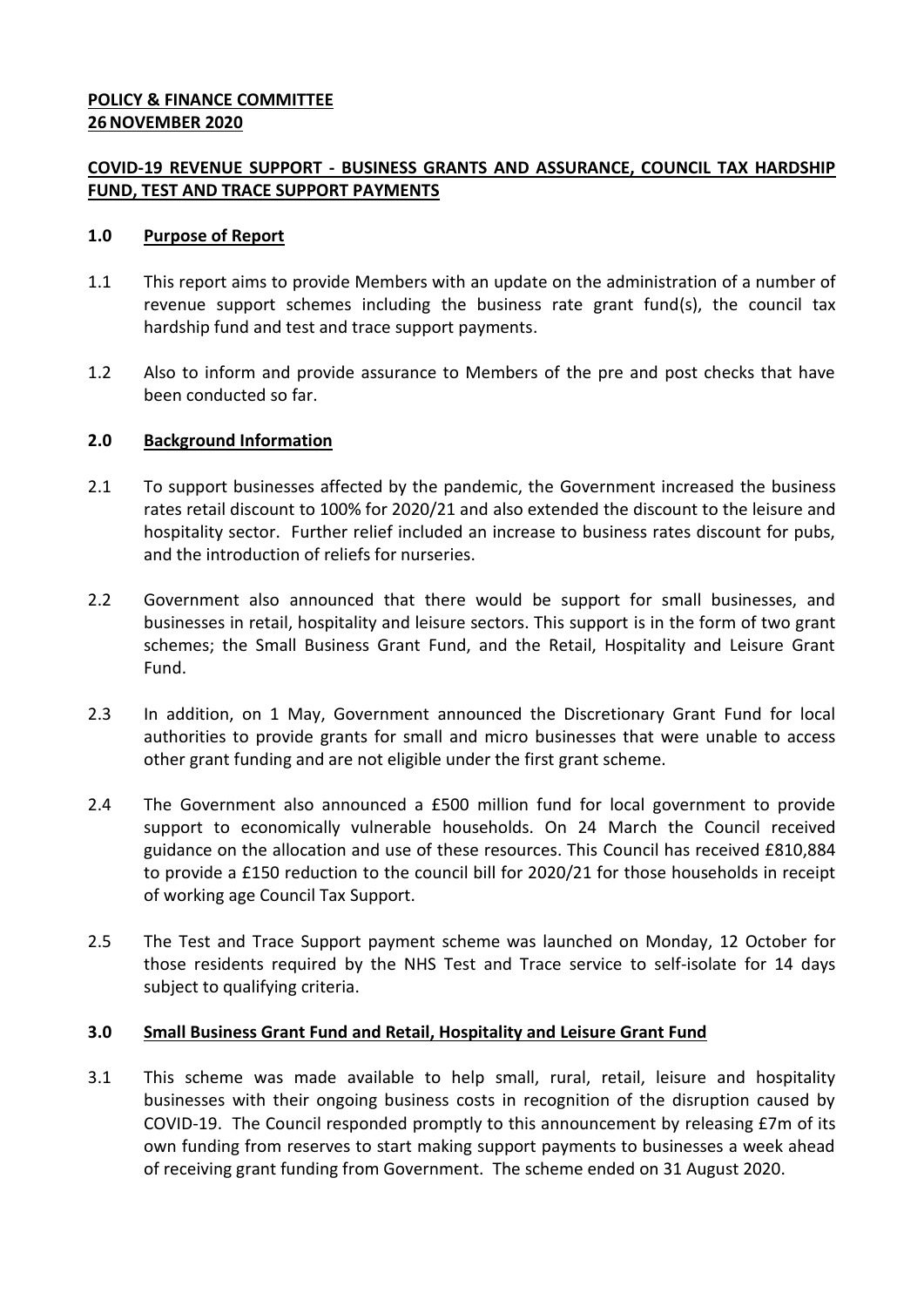**POLICY & FINANCE COMMITTEE**
**26 NOVEMBER 2020**

**COVID-19 REVENUE SUPPORT - BUSINESS GRANTS AND ASSURANCE, COUNCIL TAX HARDSHIP FUND, TEST AND TRACE SUPPORT PAYMENTS**

## 1.0 Purpose of Report

1.1 This report aims to provide Members with an update on the administration of a number of revenue support schemes including the business rate grant fund(s), the council tax hardship fund and test and trace support payments.

1.2 Also to inform and provide assurance to Members of the pre and post checks that have been conducted so far.

## 2.0 Background Information

2.1 To support businesses affected by the pandemic, the Government increased the business rates retail discount to 100% for 2020/21 and also extended the discount to the leisure and hospitality sector. Further relief included an increase to business rates discount for pubs, and the introduction of reliefs for nurseries.

2.2 Government also announced that there would be support for small businesses, and businesses in retail, hospitality and leisure sectors. This support is in the form of two grant schemes; the Small Business Grant Fund, and the Retail, Hospitality and Leisure Grant Fund.

2.3 In addition, on 1 May, Government announced the Discretionary Grant Fund for local authorities to provide grants for small and micro businesses that were unable to access other grant funding and are not eligible under the first grant scheme.

2.4 The Government also announced a £500 million fund for local government to provide support to economically vulnerable households. On 24 March the Council received guidance on the allocation and use of these resources. This Council has received £810,884 to provide a £150 reduction to the council bill for 2020/21 for those households in receipt of working age Council Tax Support.

2.5 The Test and Trace Support payment scheme was launched on Monday, 12 October for those residents required by the NHS Test and Trace service to self-isolate for 14 days subject to qualifying criteria.

## 3.0 Small Business Grant Fund and Retail, Hospitality and Leisure Grant Fund

3.1 This scheme was made available to help small, rural, retail, leisure and hospitality businesses with their ongoing business costs in recognition of the disruption caused by COVID-19. The Council responded promptly to this announcement by releasing £7m of its own funding from reserves to start making support payments to businesses a week ahead of receiving grant funding from Government. The scheme ended on 31 August 2020.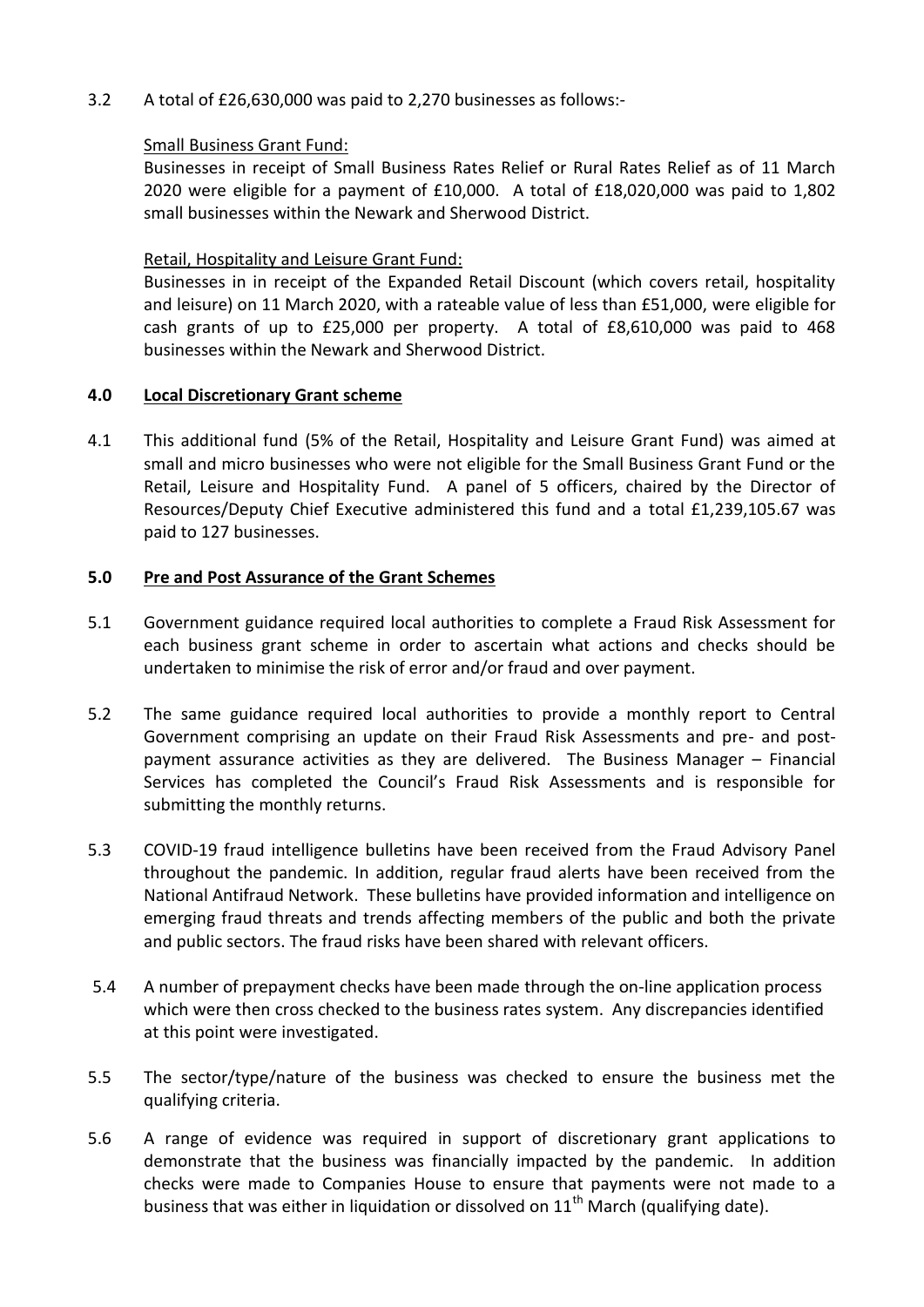3.2 A total of £26,630,000 was paid to 2,270 businesses as follows:-

Small Business Grant Fund:
Businesses in receipt of Small Business Rates Relief or Rural Rates Relief as of 11 March 2020 were eligible for a payment of £10,000. A total of £18,020,000 was paid to 1,802 small businesses within the Newark and Sherwood District.

Retail, Hospitality and Leisure Grant Fund:
Businesses in in receipt of the Expanded Retail Discount (which covers retail, hospitality and leisure) on 11 March 2020, with a rateable value of less than £51,000, were eligible for cash grants of up to £25,000 per property. A total of £8,610,000 was paid to 468 businesses within the Newark and Sherwood District.

## 4.0 Local Discretionary Grant scheme

4.1 This additional fund (5% of the Retail, Hospitality and Leisure Grant Fund) was aimed at small and micro businesses who were not eligible for the Small Business Grant Fund or the Retail, Leisure and Hospitality Fund. A panel of 5 officers, chaired by the Director of Resources/Deputy Chief Executive administered this fund and a total £1,239,105.67 was paid to 127 businesses.

## 5.0 Pre and Post Assurance of the Grant Schemes

5.1 Government guidance required local authorities to complete a Fraud Risk Assessment for each business grant scheme in order to ascertain what actions and checks should be undertaken to minimise the risk of error and/or fraud and over payment.

5.2 The same guidance required local authorities to provide a monthly report to Central Government comprising an update on their Fraud Risk Assessments and pre- and post-payment assurance activities as they are delivered. The Business Manager – Financial Services has completed the Council's Fraud Risk Assessments and is responsible for submitting the monthly returns.

5.3 COVID-19 fraud intelligence bulletins have been received from the Fraud Advisory Panel throughout the pandemic. In addition, regular fraud alerts have been received from the National Antifraud Network. These bulletins have provided information and intelligence on emerging fraud threats and trends affecting members of the public and both the private and public sectors. The fraud risks have been shared with relevant officers.

5.4 A number of prepayment checks have been made through the on-line application process which were then cross checked to the business rates system. Any discrepancies identified at this point were investigated.

5.5 The sector/type/nature of the business was checked to ensure the business met the qualifying criteria.

5.6 A range of evidence was required in support of discretionary grant applications to demonstrate that the business was financially impacted by the pandemic. In addition checks were made to Companies House to ensure that payments were not made to a business that was either in liquidation or dissolved on 11th March (qualifying date).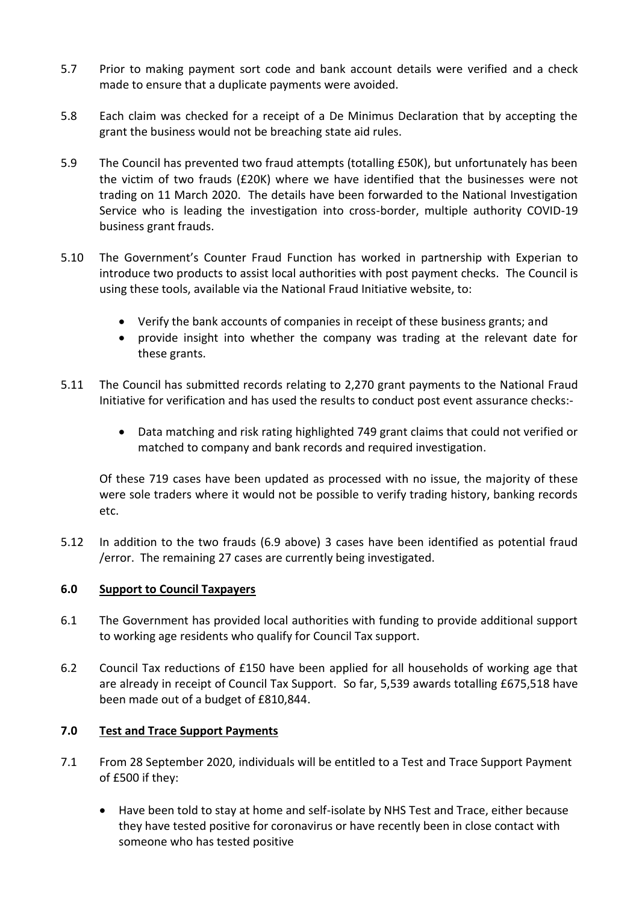5.7 Prior to making payment sort code and bank account details were verified and a check made to ensure that a duplicate payments were avoided.

5.8 Each claim was checked for a receipt of a De Minimus Declaration that by accepting the grant the business would not be breaching state aid rules.

5.9 The Council has prevented two fraud attempts (totalling £50K), but unfortunately has been the victim of two frauds (£20K) where we have identified that the businesses were not trading on 11 March 2020. The details have been forwarded to the National Investigation Service who is leading the investigation into cross-border, multiple authority COVID-19 business grant frauds.

5.10 The Government's Counter Fraud Function has worked in partnership with Experian to introduce two products to assist local authorities with post payment checks. The Council is using these tools, available via the National Fraud Initiative website, to:

- Verify the bank accounts of companies in receipt of these business grants; and
- provide insight into whether the company was trading at the relevant date for these grants.

5.11 The Council has submitted records relating to 2,270 grant payments to the National Fraud Initiative for verification and has used the results to conduct post event assurance checks:-

- Data matching and risk rating highlighted 749 grant claims that could not verified or matched to company and bank records and required investigation.

Of these 719 cases have been updated as processed with no issue, the majority of these were sole traders where it would not be possible to verify trading history, banking records etc.

5.12 In addition to the two frauds (6.9 above) 3 cases have been identified as potential fraud /error. The remaining 27 cases are currently being investigated.

## 6.0 Support to Council Taxpayers

6.1 The Government has provided local authorities with funding to provide additional support to working age residents who qualify for Council Tax support.

6.2 Council Tax reductions of £150 have been applied for all households of working age that are already in receipt of Council Tax Support. So far, 5,539 awards totalling £675,518 have been made out of a budget of £810,844.

## 7.0 Test and Trace Support Payments

7.1 From 28 September 2020, individuals will be entitled to a Test and Trace Support Payment of £500 if they:

- Have been told to stay at home and self-isolate by NHS Test and Trace, either because they have tested positive for coronavirus or have recently been in close contact with someone who has tested positive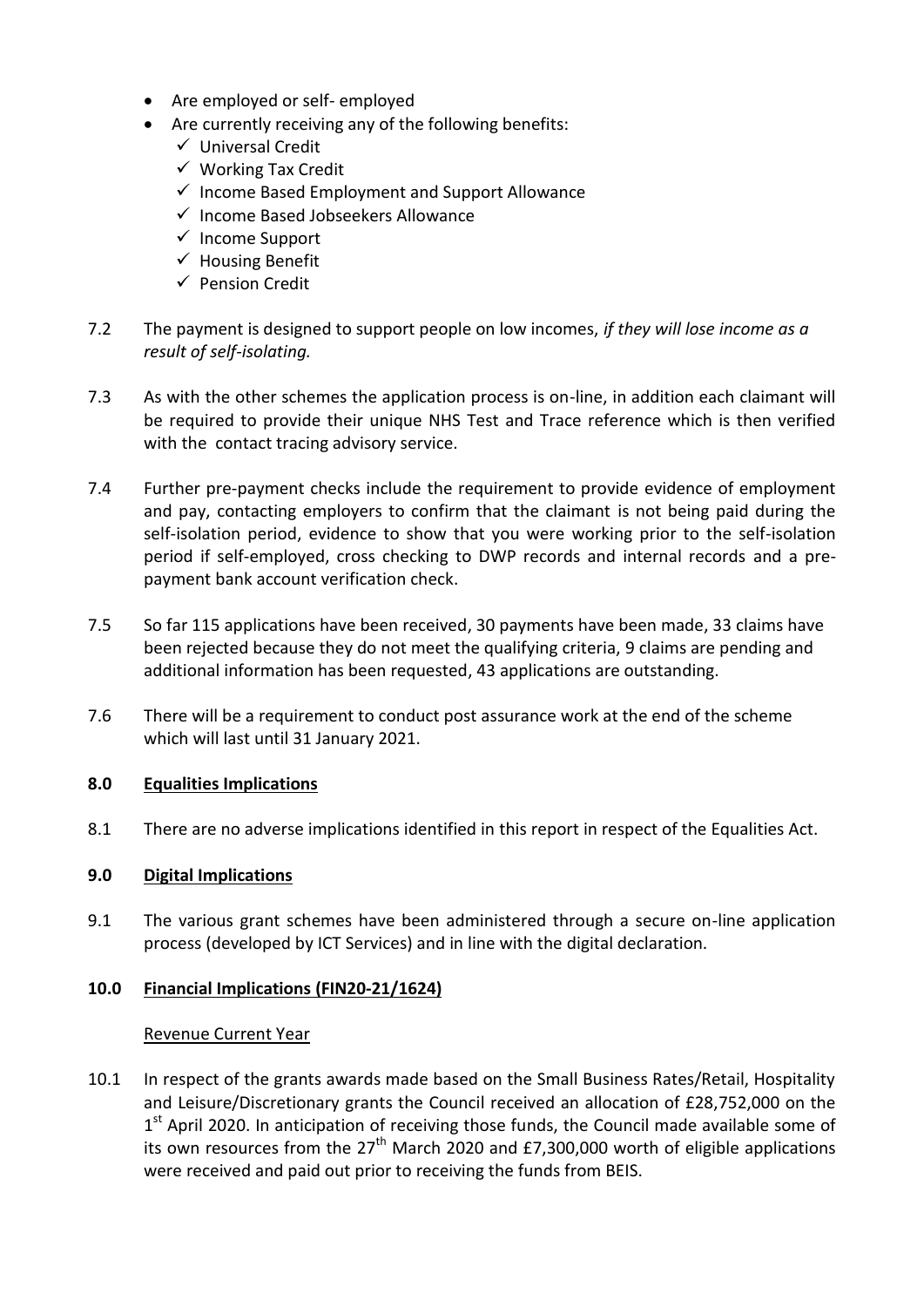- Are employed or self- employed
- Are currently receiving any of the following benefits:
  - ✓ Universal Credit
  - ✓ Working Tax Credit
  - ✓ Income Based Employment and Support Allowance
  - ✓ Income Based Jobseekers Allowance
  - ✓ Income Support
  - ✓ Housing Benefit
  - ✓ Pension Credit

7.2 The payment is designed to support people on low incomes, *if they will lose income as a result of self-isolating.*

7.3 As with the other schemes the application process is on-line, in addition each claimant will be required to provide their unique NHS Test and Trace reference which is then verified with the contact tracing advisory service.

7.4 Further pre-payment checks include the requirement to provide evidence of employment and pay, contacting employers to confirm that the claimant is not being paid during the self-isolation period, evidence to show that you were working prior to the self-isolation period if self-employed, cross checking to DWP records and internal records and a pre-payment bank account verification check.

7.5 So far 115 applications have been received, 30 payments have been made, 33 claims have been rejected because they do not meet the qualifying criteria, 9 claims are pending and additional information has been requested, 43 applications are outstanding.

7.6 There will be a requirement to conduct post assurance work at the end of the scheme which will last until 31 January 2021.

## 8.0 Equalities Implications

8.1 There are no adverse implications identified in this report in respect of the Equalities Act.

## 9.0 Digital Implications

9.1 The various grant schemes have been administered through a secure on-line application process (developed by ICT Services) and in line with the digital declaration.

## 10.0 Financial Implications (FIN20-21/1624)

Revenue Current Year

10.1 In respect of the grants awards made based on the Small Business Rates/Retail, Hospitality and Leisure/Discretionary grants the Council received an allocation of £28,752,000 on the 1st April 2020. In anticipation of receiving those funds, the Council made available some of its own resources from the 27th March 2020 and £7,300,000 worth of eligible applications were received and paid out prior to receiving the funds from BEIS.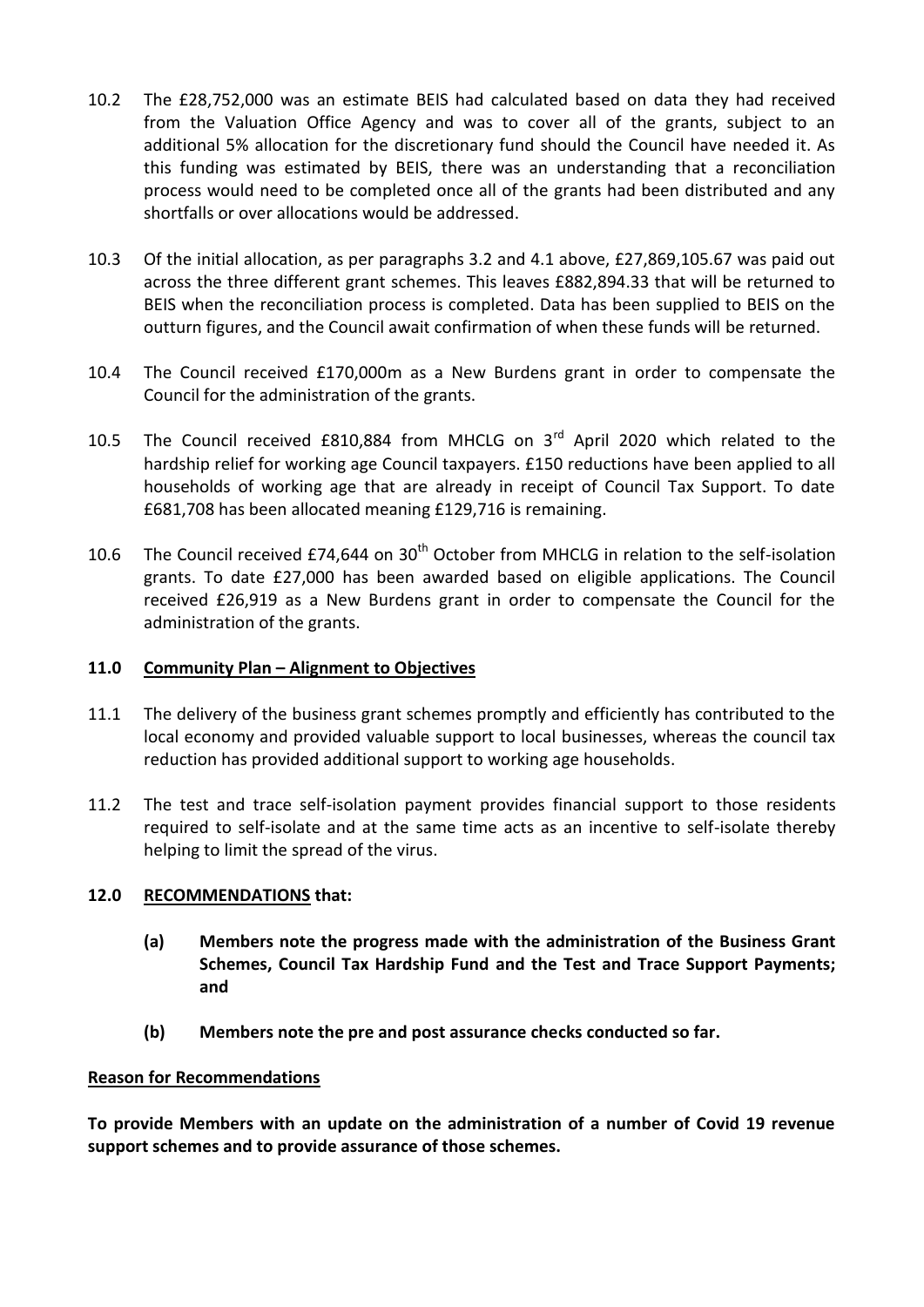10.2 The £28,752,000 was an estimate BEIS had calculated based on data they had received from the Valuation Office Agency and was to cover all of the grants, subject to an additional 5% allocation for the discretionary fund should the Council have needed it. As this funding was estimated by BEIS, there was an understanding that a reconciliation process would need to be completed once all of the grants had been distributed and any shortfalls or over allocations would be addressed.

10.3 Of the initial allocation, as per paragraphs 3.2 and 4.1 above, £27,869,105.67 was paid out across the three different grant schemes. This leaves £882,894.33 that will be returned to BEIS when the reconciliation process is completed. Data has been supplied to BEIS on the outturn figures, and the Council await confirmation of when these funds will be returned.

10.4 The Council received £170,000m as a New Burdens grant in order to compensate the Council for the administration of the grants.

10.5 The Council received £810,884 from MHCLG on 3rd April 2020 which related to the hardship relief for working age Council taxpayers. £150 reductions have been applied to all households of working age that are already in receipt of Council Tax Support. To date £681,708 has been allocated meaning £129,716 is remaining.

10.6 The Council received £74,644 on 30th October from MHCLG in relation to the self-isolation grants. To date £27,000 has been awarded based on eligible applications. The Council received £26,919 as a New Burdens grant in order to compensate the Council for the administration of the grants.

## 11.0 Community Plan – Alignment to Objectives

11.1 The delivery of the business grant schemes promptly and efficiently has contributed to the local economy and provided valuable support to local businesses, whereas the council tax reduction has provided additional support to working age households.

11.2 The test and trace self-isolation payment provides financial support to those residents required to self-isolate and at the same time acts as an incentive to self-isolate thereby helping to limit the spread of the virus.

## 12.0 RECOMMENDATIONS that:

**(a) Members note the progress made with the administration of the Business Grant Schemes, Council Tax Hardship Fund and the Test and Trace Support Payments; and**

**(b) Members note the pre and post assurance checks conducted so far.**

**Reason for Recommendations**

**To provide Members with an update on the administration of a number of Covid 19 revenue support schemes and to provide assurance of those schemes.**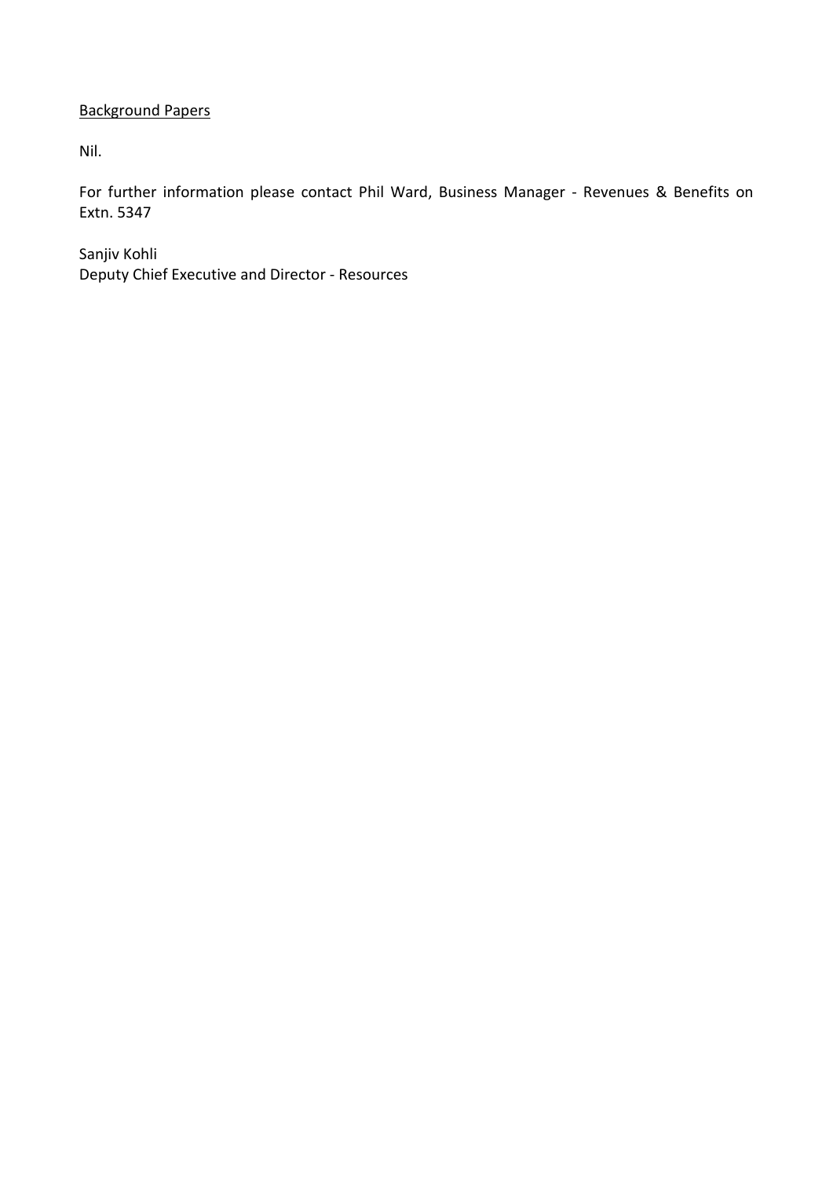<u>Background Papers</u>

Nil.

For further information please contact Phil Ward, Business Manager - Revenues & Benefits on Extn. 5347

Sanjiv Kohli
Deputy Chief Executive and Director - Resources